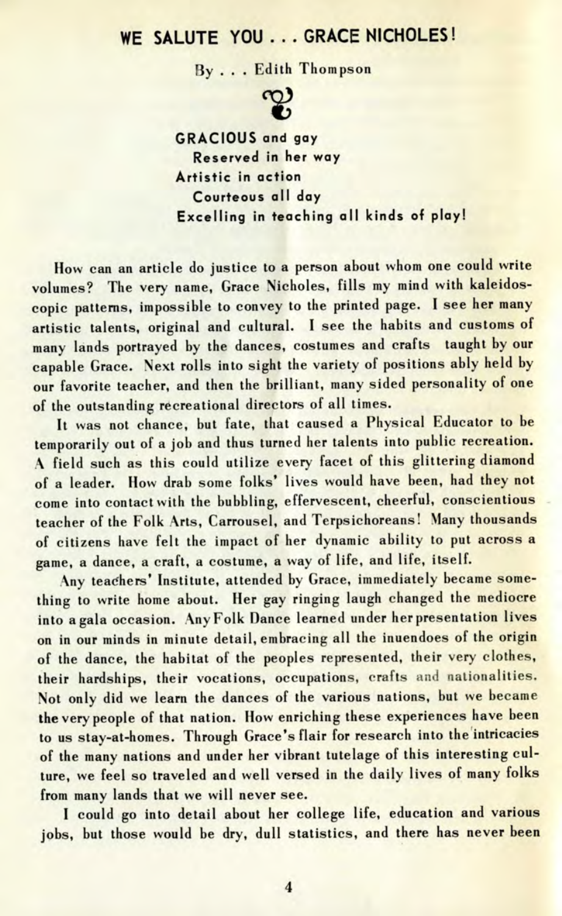## WE SALUTE YOU . . . GRACE NICHOLES!

By . . . Edith Thompson

**GRACIOUS and gay**
**Reserved in her way**
**Artistic in action**
**Courteous all day**
**Excelling in teaching all kinds of play!**

How can an article do justice to a person about whom one could write volumes? The very name, Grace Nicholes, fills my mind with kaleidoscopic patterns, impossible to convey to the printed page. I see her many artistic talents, original and cultural. I see the habits and customs of many lands portrayed by the dances, costumes and crafts taught by our capable Grace. Next rolls into sight the variety of positions ably held by our favorite teacher, and then the brilliant, many sided personality of one of the outstanding recreational directors of all times.

It was not chance, but fate, that caused a Physical Educator to be temporarily out of a job and thus turned her talents into public recreation. A field such as this could utilize every facet of this glittering diamond of a leader. How drab some folks' lives would have been, had they not come into contact with the bubbling, effervescent, cheerful, conscientious teacher of the Folk Arts, Carrousel, and Terpsichoreans! Many thousands of citizens have felt the impact of her dynamic ability to put across a game, a dance, a craft, a costume, a way of life, and life, itself.

Any teachers' Institute, attended by Grace, immediately became something to write home about. Her gay ringing laugh changed the mediocre into a gala occasion. Any Folk Dance learned under her presentation lives on in our minds in minute detail, embracing all the inuendoes of the origin of the dance, the habitat of the peoples represented, their very clothes, their hardships, their vocations, occupations, crafts and nationalities. Not only did we learn the dances of the various nations, but we became the very people of that nation. How enriching these experiences have been to us stay-at-homes. Through Grace's flair for research into the intricacies of the many nations and under her vibrant tutelage of this interesting culture, we feel so traveled and well versed in the daily lives of many folks from many lands that we will never see.

I could go into detail about her college life, education and various jobs, but those would be dry, dull statistics, and there has never been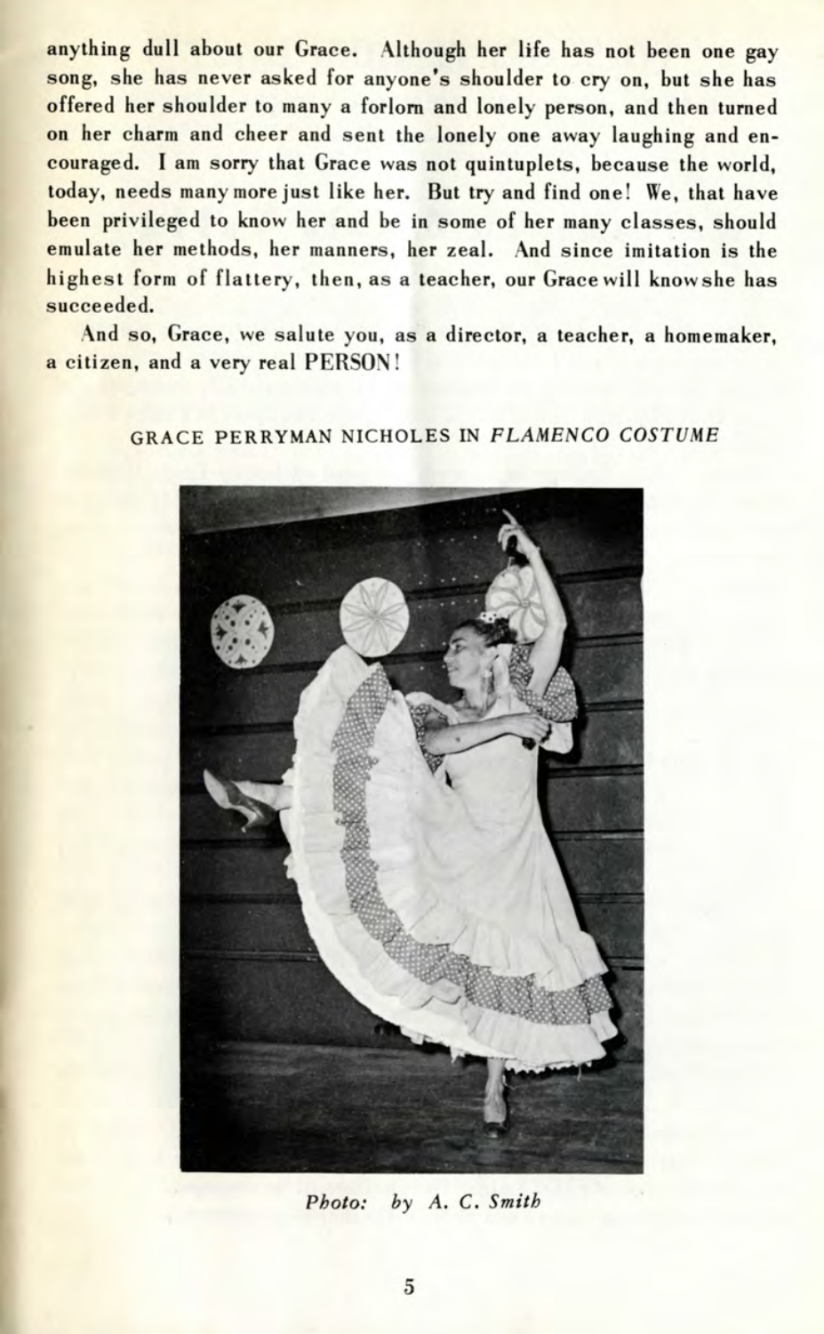anything dull about our Grace. Although her life has not been one gay song, she has never asked for anyone's shoulder to cry on, but she has offered her shoulder to many a forlorn and lonely person, and then turned on her charm and cheer and sent the lonely one away laughing and encouraged. I am sorry that Grace was not quintuplets, because the world, today, needs many more just like her. But try and find one! We, that have been privileged to know her and be in some of her many classes, should emulate her methods, her manners, her zeal. And since imitation is the highest form of flattery, then, as a teacher, our Grace will know she has succeeded.

And so, Grace, we salute you, as a director, a teacher, a homemaker, a citizen, and a very real PERSON!

GRACE PERRYMAN NICHOLES IN *FLAMENCO COSTUME*

*Photo: by A. C. Smith*